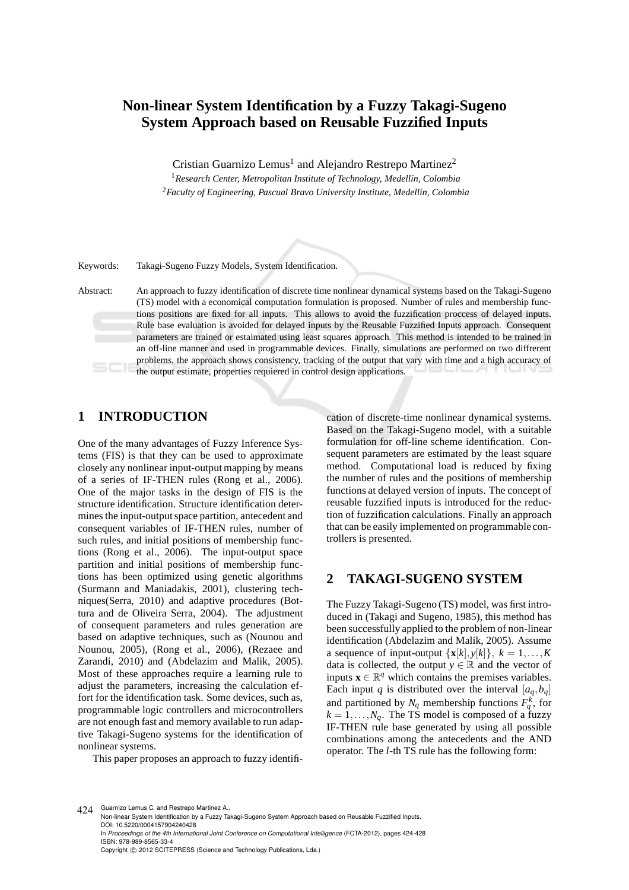# Non-linear System Identification by a Fuzzy Takagi-Sugeno System Approach based on Reusable Fuzzified Inputs

Cristian Guarnizo Lemus[1] and Alejandro Restrepo Martinez[2]

[1]*Research Center, Metropolitan Institute of Technology, Medellín, Colombia*
[2]*Faculty of Engineering, Pascual Bravo University Institute, Medellín, Colombia*

Keywords: Takagi-Sugeno Fuzzy Models, System Identification.

Abstract: An approach to fuzzy identification of discrete time nonlinear dynamical systems based on the Takagi-Sugeno (TS) model with a economical computation formulation is proposed. Number of rules and membership functions positions are fixed for all inputs. This allows to avoid the fuzzification proccess of delayed inputs. Rule base evaluation is avoided for delayed inputs by the Reusable Fuzzified Inputs approach. Consequent parameters are trained or estaimated using least squares approach. This method is intended to be trained in an off-line manner and used in programmable devices. Finally, simulations are performed on two diffrerent problems, the approach shows consistency, tracking of the output that vary with time and a high accuracy of the output estimate, properties requiered in control design applications.

## 1 INTRODUCTION

One of the many advantages of Fuzzy Inference Systems (FIS) is that they can be used to approximate closely any nonlinear input-output mapping by means of a series of IF-THEN rules (Rong et al., 2006). One of the major tasks in the design of FIS is the structure identification. Structure identification determines the input-output space partition, antecedent and consequent variables of IF-THEN rules, number of such rules, and initial positions of membership functions (Rong et al., 2006). The input-output space partition and initial positions of membership functions has been optimized using genetic algorithms (Surmann and Maniadakis, 2001), clustering techniques(Serra, 2010) and adaptive procedures (Bottura and de Oliveira Serra, 2004). The adjustment of consequent parameters and rules generation are based on adaptive techniques, such as (Nounou and Nounou, 2005), (Rong et al., 2006), (Rezaee and Zarandi, 2010) and (Abdelazim and Malik, 2005). Most of these approaches require a learning rule to adjust the parameters, increasing the calculation effort for the identification task. Some devices, such as, programmable logic controllers and microcontrollers are not enough fast and memory available to run adaptive Takagi-Sugeno systems for the identification of nonlinear systems.

This paper proposes an approach to fuzzy identification of discrete-time nonlinear dynamical systems. Based on the Takagi-Sugeno model, with a suitable formulation for off-line scheme identification. Consequent parameters are estimated by the least square method. Computational load is reduced by fixing the number of rules and the positions of membership functions at delayed version of inputs. The concept of reusable fuzzified inputs is introduced for the reduction of fuzzification calculations. Finally an approach that can be easily implemented on programmable controllers is presented.

## 2 TAKAGI-SUGENO SYSTEM

The Fuzzy Takagi-Sugeno (TS) model, was first introduced in (Takagi and Sugeno, 1985), this method has been successfully applied to the problem of non-linear identification (Abdelazim and Malik, 2005). Assume a sequence of input-output $\{\mathbf{x}[k], y[k]\},\ k = 1,\ldots,K$ data is collected, the output $y \in \mathbb{R}$ and the vector of inputs $\mathbf{x} \in \mathbb{R}^q$ which contains the premises variables. Each input $q$ is distributed over the interval $[a_q, b_q]$ and partitioned by $N_q$ membership functions $F_q^k$, for $k = 1,\ldots,N_q$. The TS model is composed of a fuzzy IF-THEN rule base generated by using all possible combinations among the antecedents and the AND operator. The $l$-th TS rule has the following form: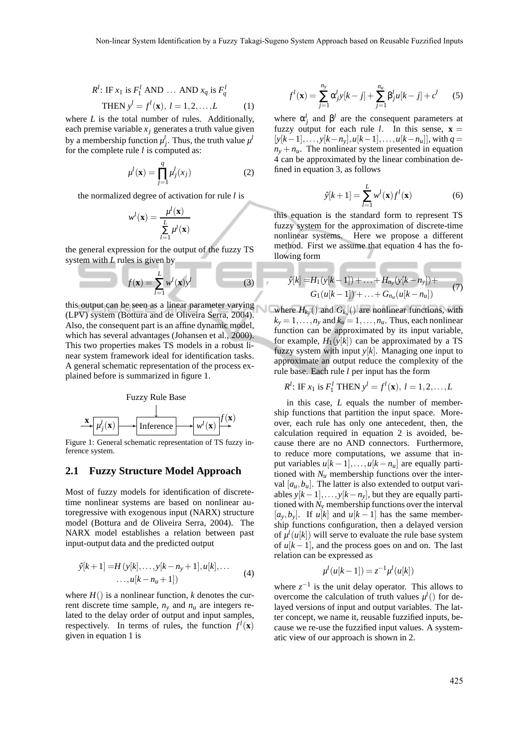$$R^l\text{: IF } x_1 \text{ is } F_1^l \text{ AND } \ldots \text{ AND } x_q \text{ is } F_q^l$$
$$\text{THEN } y^l = f^l(\mathbf{x}),\ l = 1,2,\ldots,L \tag{1}$$

where $L$ is the total number of rules. Additionally, each premise variable $x_j$ generates a truth value given by a membership function $\mu_j^l$. Thus, the truth value $\mu^l$ for the complete rule $l$ is computed as:

$$\mu^l(\mathbf{x}) = \prod_{j=1}^{q} \mu_j^l(x_j) \tag{2}$$

the normalized degree of activation for rule $l$ is

$$w^l(\mathbf{x}) = \frac{\mu^l(\mathbf{x})}{\sum_{l=1}^{L} \mu^l(\mathbf{x})}$$

the general expression for the output of the fuzzy TS system with $L$ rules is given by

$$f(\mathbf{x}) = \sum_{l=1}^{L} w^l(\mathbf{x}) y^l \tag{3}$$

this output can be seen as a linear parameter varying (LPV) system (Bottura and de Oliveira Serra, 2004). Also, the consequent part is an affine dynamic model, which has several advantages (Johansen et al., 2000). This two properties makes TS models in a robust linear system framework ideal for identification tasks. A general schematic representation of the process explained before is summarized in figure 1.

Fuzzy Rule Base

$\mathbf{x}$ → $\mu_j^l(\mathbf{x})$ → Inference → $w^l(\mathbf{x})$ → $f(\mathbf{x})$

Figure 1: General schematic representation of TS fuzzy inference system.

## 2.1 Fuzzy Structure Model Approach

Most of fuzzy models for identification of discrete-time nonlinear systems are based on nonlinear autoregressive with exogenous input (NARX) structure model (Bottura and de Oliveira Serra, 2004). The NARX model establishes a relation between past input-output data and the predicted output

$$\begin{aligned}\hat{y}[k+1] =& H(y[k],\ldots,y[k-n_y+1],u[k],\ldots \\ & \ldots,u[k-n_u+1])\end{aligned} \tag{4}$$

where $H()$ is a nonlinear function, $k$ denotes the current discrete time sample, $n_y$ and $n_u$ are integers related to the delay order of output and input samples, respectively. In terms of rules, the function $f^l(\mathbf{x})$ given in equation 1 is

$$f^l(\mathbf{x}) = \sum_{j=1}^{n_y} \alpha_j^l y[k-j] + \sum_{j=1}^{n_u} \beta_j^l u[k-j] + c^l \tag{5}$$

where $\alpha_j^l$ and $\beta^l$ are the consequent parameters at fuzzy output for each rule $l$. In this sense, $\mathbf{x} = [y[k-1],\ldots,y[k-n_y],u[k-1],\ldots,u[k-n_u]]$, with $q = n_y + n_u$. The nonlinear system presented in equation 4 can be approximated by the linear combination defined in equation 3, as follows

$$\hat{y}[k+1] = \sum_{l=1}^{L} w^l(\mathbf{x}) f^l(\mathbf{x}) \tag{6}$$

this equation is the standard form to represent TS fuzzy system for the approximation of discrete-time nonlinear systems. Here we propose a different method. First we assume that equation 4 has the following form

$$\begin{aligned}\hat{y}[k] =& H_1(y[k-1]) + \ldots + H_{n_y}(y[k-n_y]) + \\ & G_1(u[k-1]) + \ldots + G_{n_u}(u[k-n_u])\end{aligned} \tag{7}$$

where $H_{k_y}()$ and $G_{k_u}()$ are nonlinear functions, with $k_y = 1,\ldots,n_y$ and $k_u = 1,\ldots,n_u$. Thus, each nonlinear function can be approximated by its input variable, for example, $H_1(y[k])$ can be approximated by a TS fuzzy system with input $y[k]$. Managing one input to approximate an output reduce the complexity of the rule base. Each rule $l$ per input has the form

$$R^l\text{: IF } x_1 \text{ is } F_1^l \text{ THEN } y^l = f^l(\mathbf{x}),\ l = 1,2,\ldots,L$$

in this case, $L$ equals the number of membership functions that partition the input space. Moreover, each rule has only one antecedent, then, the calculation required in equation 2 is avoided, because there are no AND connectors. Furthermore, to reduce more computations, we assume that input variables $u[k-1],\ldots,u[k-n_u]$ are equally partitioned with $N_u$ membership functions over the interval $[a_u, b_u]$. The latter is also extended to output variables $y[k-1],\ldots,y[k-n_y]$, but they are equally partitioned with $N_y$ membership functions over the interval $[a_y, b_y]$. If $u[k]$ and $u[k-1]$ has the same membership functions configuration, then a delayed version of $\mu^l(u[k])$ will serve to evaluate the rule base system of $u[k-1]$, and the process goes on and on. The last relation can be expressed as

$$\mu^l(u[k-1]) = z^{-1}\mu^l(u[k])$$

where $z^{-1}$ is the unit delay operator. This allows to overcome the calculation of truth values $\mu^l()$ for delayed versions of input and output variables. The latter concept, we name it, reusable fuzzified inputs, because we re-use the fuzzified input values. A systematic view of our approach is shown in 2.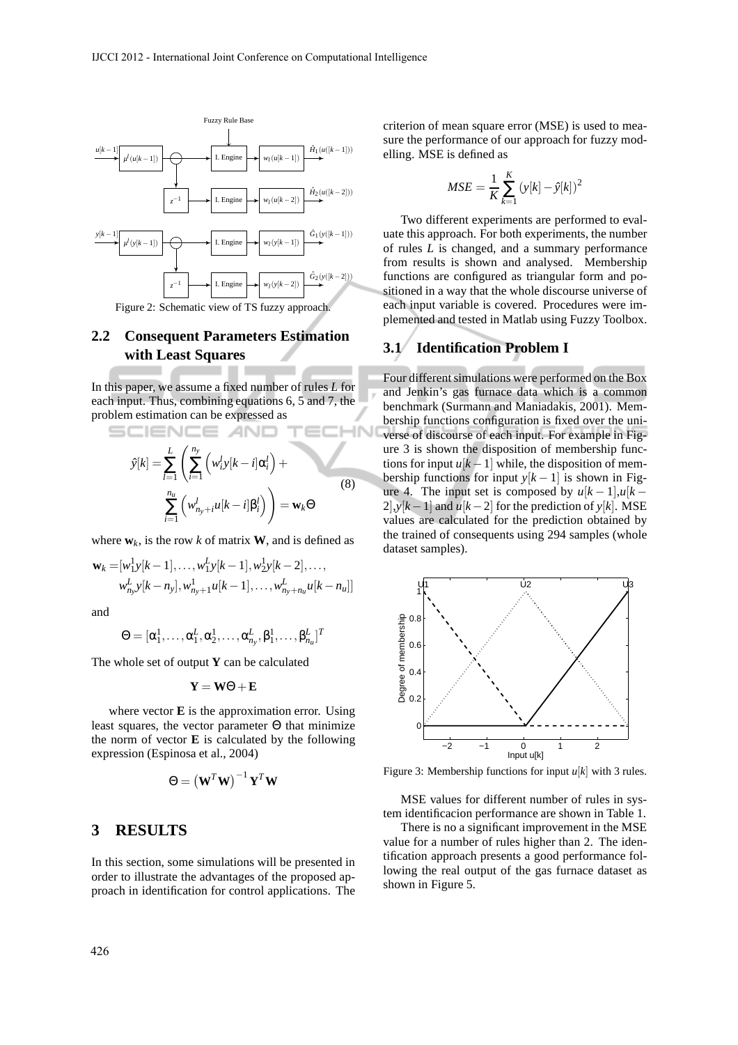Figure 2: Schematic view of TS fuzzy approach.

### 2.2 Consequent Parameters Estimation with Least Squares

In this paper, we assume a fixed number of rules $L$ for each input. Thus, combining equations 6, 5 and 7, the problem estimation can be expressed as

$$\hat{y}[k] = \sum_{l=1}^{L} \left( \sum_{i=1}^{n_y} \left( w_i^l y[k-i] \alpha_i^l \right) + \sum_{i=1}^{n_u} \left( w_{n_y+i}^l u[k-i] \beta_i^l \right) \right) = \mathbf{w}_k \Theta \tag{8}$$

where $\mathbf{w}_k$, is the row $k$ of matrix $\mathbf{W}$, and is defined as

$$\mathbf{w}_k = [w_1^1 y[k-1], \ldots, w_1^L y[k-1], w_2^1 y[k-2], \ldots, w_{n_y}^L y[k-n_y], w_{n_y+1}^1 u[k-1], \ldots, w_{n_y+n_u}^L u[k-n_u]]$$

and

$$\Theta = [\alpha_1^1, \ldots, \alpha_1^L, \alpha_2^1, \ldots, \alpha_{n_y}^L, \beta_1^1, \ldots, \beta_{n_u}^L]^T$$

The whole set of output $\mathbf{Y}$ can be calculated

$$\mathbf{Y} = \mathbf{W}\Theta + \mathbf{E}$$

where vector $\mathbf{E}$ is the approximation error. Using least squares, the vector parameter $\Theta$ that minimize the norm of vector $\mathbf{E}$ is calculated by the following expression (Espinosa et al., 2004)

$$\Theta = \left(\mathbf{W}^T\mathbf{W}\right)^{-1} \mathbf{Y}^T \mathbf{W}$$

## 3 RESULTS

In this section, some simulations will be presented in order to illustrate the advantages of the proposed approach in identification for control applications. The criterion of mean square error (MSE) is used to measure the performance of our approach for fuzzy modelling. MSE is defined as

$$MSE = \frac{1}{K} \sum_{k=1}^{K} (y[k] - \hat{y}[k])^2$$

Two different experiments are performed to evaluate this approach. For both experiments, the number of rules $L$ is changed, and a summary performance from results is shown and analysed. Membership functions are configured as triangular form and positioned in a way that the whole discourse universe of each input variable is covered. Procedures were implemented and tested in Matlab using Fuzzy Toolbox.

### 3.1 Identification Problem I

Four different simulations were performed on the Box and Jenkin's gas furnace data which is a common benchmark (Surmann and Maniadakis, 2001). Membership functions configuration is fixed over the universe of discourse of each input. For example in Figure 3 is shown the disposition of membership functions for input $u[k-1]$ while, the disposition of membership functions for input $y[k-1]$ is shown in Figure 4. The input set is composed by $u[k-1]$, $u[k-2]$, $y[k-1]$ and $u[k-2]$ for the prediction of $y[k]$. MSE values are calculated for the prediction obtained by the trained of consequents using 294 samples (whole dataset samples).

Figure 3: Membership functions for input $u[k]$ with 3 rules.

MSE values for different number of rules in system identificacion performance are shown in Table 1.

There is no a significant improvement in the MSE value for a number of rules higher than 2. The identification approach presents a good performance following the real output of the gas furnace dataset as shown in Figure 5.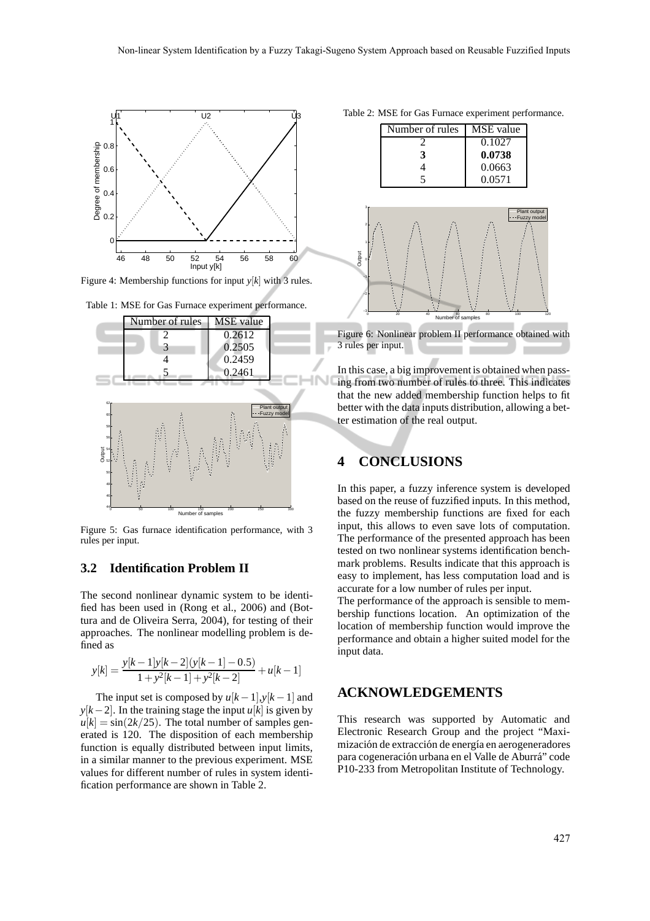Figure 4: Membership functions for input $y[k]$ with 3 rules.

Table 1: MSE for Gas Furnace experiment performance.

| Number of rules | MSE value |
|---|---|
| 2 | 0.2612 |
| 3 | 0.2505 |
| 4 | 0.2459 |
| 5 | 0.2461 |

Figure 5: Gas furnace identification performance, with 3 rules per input.

### 3.2 Identification Problem II

The second nonlinear dynamic system to be identified has been used in (Rong et al., 2006) and (Bottura and de Oliveira Serra, 2004), for testing of their approaches. The nonlinear modelling problem is defined as

$$y[k] = \frac{y[k-1]y[k-2](y[k-1]-0.5)}{1+y^2[k-1]+y^2[k-2]} + u[k-1]$$

The input set is composed by $u[k-1]$,$y[k-1]$ and $y[k-2]$. In the training stage the input $u[k]$ is given by $u[k] = \sin(2k/25)$. The total number of samples generated is 120. The disposition of each membership function is equally distributed between input limits, in a similar manner to the previous experiment. MSE values for different number of rules in system identification performance are shown in Table 2.

Table 2: MSE for Gas Furnace experiment performance.

| Number of rules | MSE value |
|---|---|
| 2 | 0.1027 |
| **3** | **0.0738** |
| 4 | 0.0663 |
| 5 | 0.0571 |

Figure 6: Nonlinear problem II performance obtained with 3 rules per input.

In this case, a big improvement is obtained when passing from two number of rules to three. This indicates that the new added membership function helps to fit better with the data inputs distribution, allowing a better estimation of the real output.

## 4 CONCLUSIONS

In this paper, a fuzzy inference system is developed based on the reuse of fuzzified inputs. In this method, the fuzzy membership functions are fixed for each input, this allows to even save lots of computation. The performance of the presented approach has been tested on two nonlinear systems identification benchmark problems. Results indicate that this approach is easy to implement, has less computation load and is accurate for a low number of rules per input.

The performance of the approach is sensible to membership functions location. An optimization of the location of membership function would improve the performance and obtain a higher suited model for the input data.

## ACKNOWLEDGEMENTS

This research was supported by Automatic and Electronic Research Group and the project "Maximización de extracción de energía en aerogeneradores para cogeneración urbana en el Valle de Aburrá" code P10-233 from Metropolitan Institute of Technology.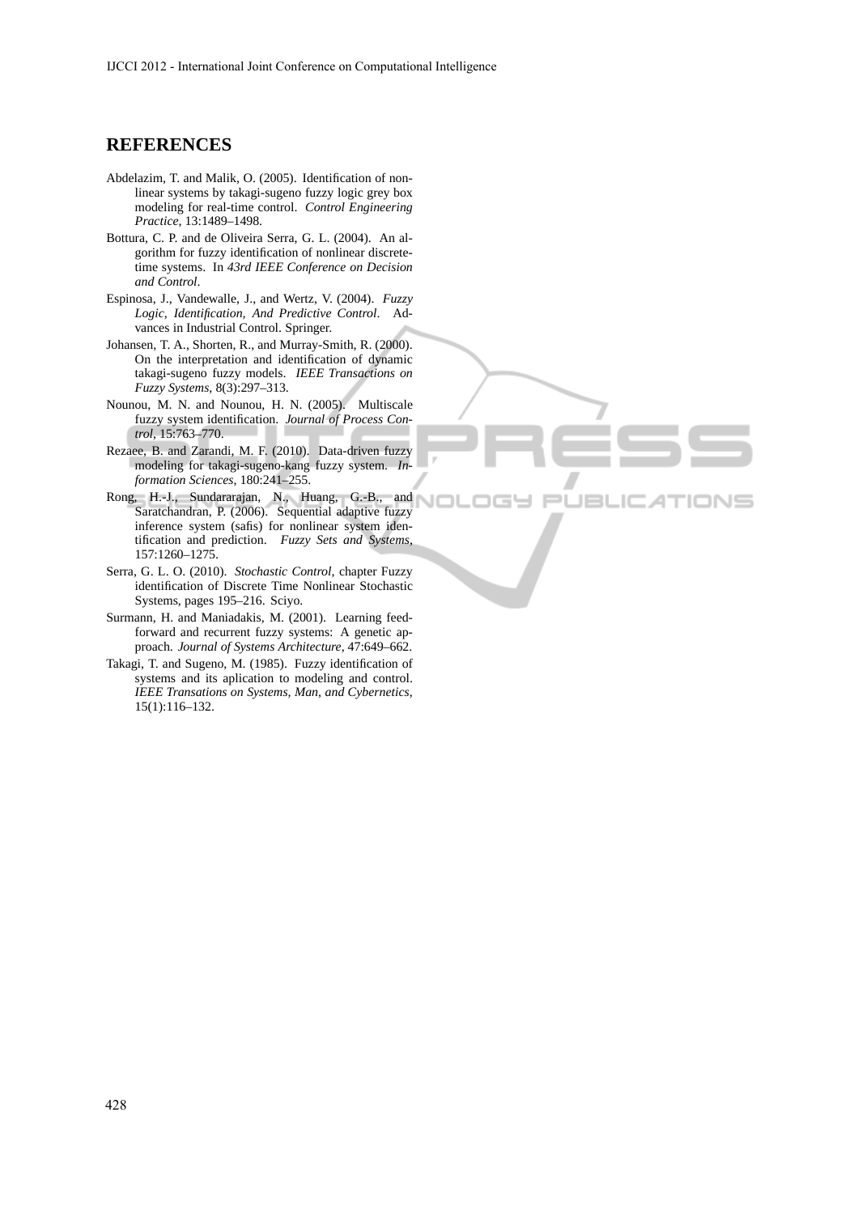## REFERENCES

Abdelazim, T. and Malik, O. (2005). Identification of nonlinear systems by takagi-sugeno fuzzy logic grey box modeling for real-time control. *Control Engineering Practice*, 13:1489–1498.

Bottura, C. P. and de Oliveira Serra, G. L. (2004). An algorithm for fuzzy identification of nonlinear discrete-time systems. In *43rd IEEE Conference on Decision and Control*.

Espinosa, J., Vandewalle, J., and Wertz, V. (2004). *Fuzzy Logic, Identification, And Predictive Control*. Advances in Industrial Control. Springer.

Johansen, T. A., Shorten, R., and Murray-Smith, R. (2000). On the interpretation and identification of dynamic takagi-sugeno fuzzy models. *IEEE Transactions on Fuzzy Systems*, 8(3):297–313.

Nounou, M. N. and Nounou, H. N. (2005). Multiscale fuzzy system identification. *Journal of Process Control*, 15:763–770.

Rezaee, B. and Zarandi, M. F. (2010). Data-driven fuzzy modeling for takagi-sugeno-kang fuzzy system. *Information Sciences*, 180:241–255.

Rong, H.-J., Sundararajan, N., Huang, G.-B., and Saratchandran, P. (2006). Sequential adaptive fuzzy inference system (safis) for nonlinear system identification and prediction. *Fuzzy Sets and Systems*, 157:1260–1275.

Serra, G. L. O. (2010). *Stochastic Control*, chapter Fuzzy identification of Discrete Time Nonlinear Stochastic Systems, pages 195–216. Sciyo.

Surmann, H. and Maniadakis, M. (2001). Learning feed-forward and recurrent fuzzy systems: A genetic approach. *Journal of Systems Architecture*, 47:649–662.

Takagi, T. and Sugeno, M. (1985). Fuzzy identification of systems and its aplication to modeling and control. *IEEE Transations on Systems, Man, and Cybernetics*, 15(1):116–132.